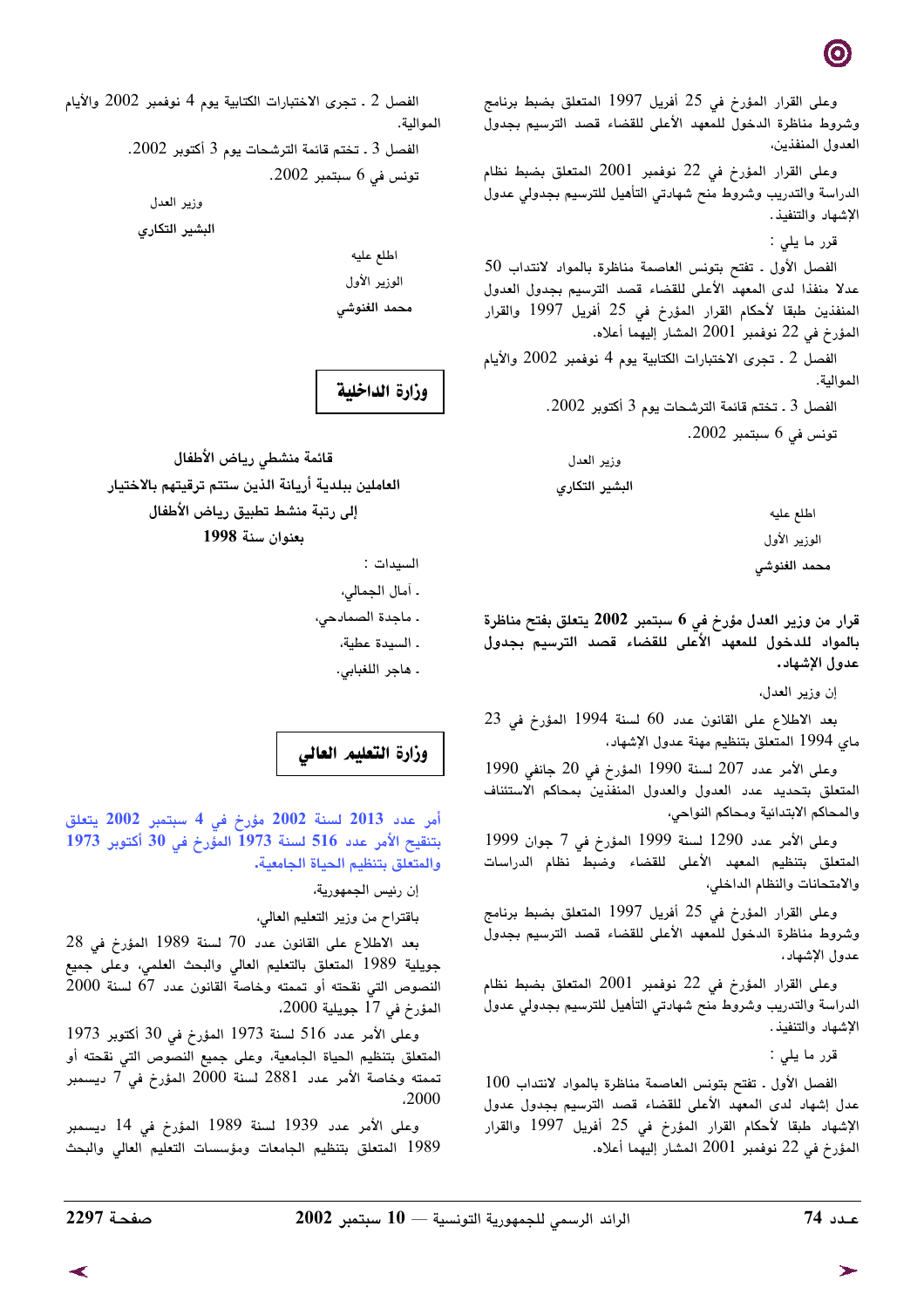وعلى القرار المؤرخ في 25 أفريل 1997 المتعلق بضبط برنامج وشروط مناظرة الدخول للمعهد الأعلى للقضاء قصد الترسيم بجدول العدول المنفذين،

وعلى القرار المؤرخ في 22 نوفمبر 2001 المتعلق بضبط نظام الدراسة والتدريب وشروط منح شهادتي التأهيل للترسيم بجدولي عدول الإشهاد والتنفيذ.

قرر ما يلي :

الفصل الأول ـ تفتح بتونس العاصمة مناظرة بالمواد لانتداب 50 عدلا منفذا لدى المعهد الأعلى للقضاء قصد الترسيم بجدول العدول المنفذين طبقا لأحكام القرار المؤرخ في 25 أفريل 1997 والقرار المؤرخ في 22 نوفمبر 2001 المشار إليهما أعلاه.

الفصل 2 ـ تجرى الاختبارات الكتابية يوم 4 نوفمبر 2002 والأيام الموالية.

الفصل 3 ـ تختم قائمة الترشحات يوم 3 أكتوبر 2002.

تونس في 6 سبتمبر 2002.

وزير العدل

البشير التكاري

اطلع عليه

الوزير الأول

محمد الغنوشي

**قرار من وزير العدل مؤرخ في 6 سبتمبر 2002 يتعلق بفتح مناظرة بالمواد للدخول للمعهد الأعلى للقضاء قصد الترسيم بجدول عدول الإشهاد.**

إن وزير العدل،

بعد الاطلاع على القانون عدد 60 لسنة 1994 المؤرخ في 23 ماي 1994 المتعلق بتنظيم مهنة عدول الإشهاد،

وعلى الأمر عدد 207 لسنة 1990 المؤرخ في 20 جانفي 1990 المتعلق بتحديد عدد العدول والعدول المنفذين بمحاكم الاستئناف والمحاكم الابتدائية ومحاكم النواحي،

وعلى الأمر عدد 1290 لسنة 1999 المؤرخ في 7 جوان 1999 المتعلق بتنظيم المعهد الأعلى للقضاء وضبط نظام الدراسات والامتحانات والنظام الداخلي،

وعلى القرار المؤرخ في 25 أفريل 1997 المتعلق بضبط برنامج وشروط مناظرة الدخول للمعهد الأعلى للقضاء قصد الترسيم بجدول عدول الإشهاد،

وعلى القرار المؤرخ في 22 نوفمبر 2001 المتعلق بضبط نظام الدراسة والتدريب وشروط منح شهادتي التأهيل للترسيم بجدولي عدول الإشهاد والتنفيذ.

قرر ما يلي :

الفصل الأول ـ تفتح بتونس العاصمة مناظرة بالمواد لانتداب 100 عدل إشهاد لدى المعهد الأعلى للقضاء قصد الترسيم بجدول عدول الإشهاد طبقا لأحكام القرار المؤرخ في 25 أفريل 1997 والقرار المؤرخ في 22 نوفمبر 2001 المشار إليهما أعلاه.

الفصل 2 ـ تجرى الاختبارات الكتابية يوم 4 نوفمبر 2002 والأيام الموالية.

الفصل 3 ـ تختم قائمة الترشحات يوم 3 أكتوبر 2002.

تونس في 6 سبتمبر 2002.

وزير العدل

البشير التكاري

اطلع عليه

الوزير الأول

محمد الغنوشي

## وزارة الداخلية

**قائمة منشطي رياض الأطفال العاملين ببلدية أريانة الذين ستتم ترقيتهم بالاختيار إلى رتبة منشط تطبيق رياض الأطفال بعنوان سنة 1998**

السيدات :

- آمال الجمالي،
- ماجدة الصمادحي،
- السيدة عطية،
- هاجر اللغبابي.

## وزارة التعليم العالي

**أمر عدد 2013 لسنة 2002 مؤرخ في 4 سبتمبر 2002 يتعلق بتنقيح الأمر عدد 516 لسنة 1973 المؤرخ في 30 أكتوبر 1973 والمتعلق بتنظيم الحياة الجامعية.**

إن رئيس الجمهورية،

باقتراح من وزير التعليم العالي،

بعد الاطلاع على القانون عدد 70 لسنة 1989 المؤرخ في 28 جويلية 1989 المتعلق بالتعليم العالي والبحث العلمي، وعلى جميع النصوص التي نقحته أو تممته وخاصة القانون عدد 67 لسنة 2000 المؤرخ في 17 جويلية 2000،

وعلى الأمر عدد 516 لسنة 1973 المؤرخ في 30 أكتوبر 1973 المتعلق بتنظيم الحياة الجامعية، وعلى جميع النصوص التي نقحته أو تممته وخاصة الأمر عدد 2881 لسنة 2000 المؤرخ في 7 ديسمبر 2000،

وعلى الأمر عدد 1939 لسنة 1989 المؤرخ في 14 ديسمبر 1989 المتعلق بتنظيم الجامعات ومؤسسات التعليم العالي والبحث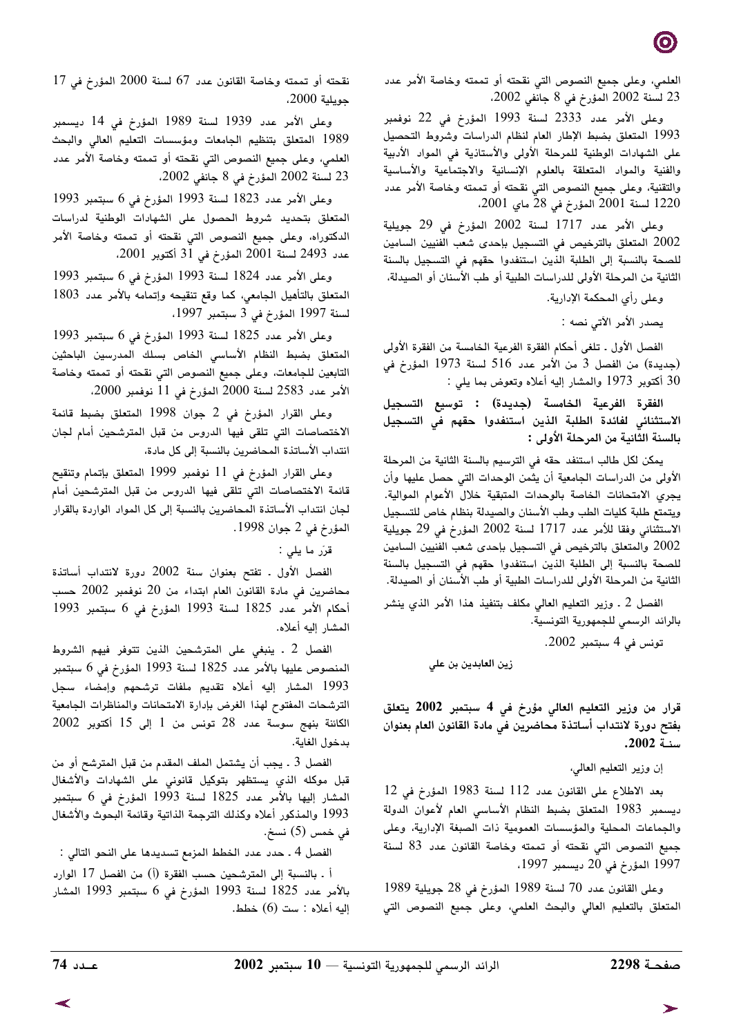العلمي، وعلى جميع النصوص التي نقحته أو تممته وخاصة الأمر عدد 23 لسنة 2002 المؤرخ في 8 جانفي 2002،

وعلى الأمر عدد 2333 لسنة 1993 المؤرخ في 22 نوفمبر 1993 المتعلق بضبط الإطار العام لنظام الدراسات وشروط التحصيل على الشهادات الوطنية للمرحلة الأولى والأستاذية في المواد الأدبية والفنية والمواد المتعلقة بالعلوم الإنسانية والاجتماعية والأساسية والتقنية، وعلى جميع النصوص التي نقحته أو تممته وخاصة الأمر عدد 1220 لسنة 2001 المؤرخ في 28 ماي 2001،

وعلى الأمر عدد 1717 لسنة 2002 المؤرخ في 29 جويلية 2002 المتعلق بالترخيص في التسجيل بإحدى شعب الفنيين السامين للصحة بالنسبة إلى الطلبة الذين استنفدوا حقهم في التسجيل بالسنة الثانية من المرحلة الأولى للدراسات الطبية أو طب الأسنان أو الصيدلة،

وعلى رأي المحكمة الإدارية.

يصدر الأمر الآتي نصه :

الفصل الأول ـ تلغى أحكام الفقرة الفرعية الخامسة من الفقرة الأولى (جديدة) من الفصل 3 من الأمر عدد 516 لسنة 1973 المؤرخ في 30 أكتوبر 1973 والمشار إليه أعلاه وتعوض بما يلي :

**الفقرة الفرعية الخامسة (جديدة) : توسيع التسجيل الاستثنائي لفائدة الطلبة الذين استنفدوا حقهم في التسجيل بالسنة الثانية من المرحلة الأولى :**

يمكن لكل طالب استنفد حقه في الترسيم بالسنة الثانية من المرحلة الأولى من الدراسات الجامعية أن يثمن الوحدات التي حصل عليها وأن يجري الامتحانات الخاصة بالوحدات المتبقية خلال الأعوام الموالية. ويتمتع طلبة كليات الطب وطب الأسنان والصيدلة بنظام خاص للتسجيل الاستثنائي وفقا للأمر عدد 1717 لسنة 2002 المؤرخ في 29 جويلية 2002 والمتعلق بالترخيص في التسجيل بإحدى شعب الفنيين السامين للصحة بالنسبة إلى الطلبة الذين استنفدوا حقهم في التسجيل بالسنة الثانية من المرحلة الأولى للدراسات الطبية أو طب الأسنان أو الصيدلة.

الفصل 2 ـ وزير التعليم العالي مكلف بتنفيذ هذا الأمر الذي ينشر بالرائد الرسمي للجمهورية التونسية.

تونس في 4 سبتمبر 2002.

زين العابدين بن علي

## قرار من وزير التعليم العالي مؤرخ في 4 سبتمبر 2002 يتعلق بفتح دورة لانتداب أساتذة محاضرين في مادة القانون العام بعنوان سنة 2002.

إن وزير التعليم العالي،

بعد الاطلاع على القانون عدد 112 لسنة 1983 المؤرخ في 12 ديسمبر 1983 المتعلق بضبط النظام الأساسي العام لأعوان الدولة والجماعات المحلية والمؤسسات العمومية ذات الصبغة الإدارية، وعلى جميع النصوص التي نقحته أو تممته وخاصة القانون عدد 83 لسنة 1997 المؤرخ في 20 ديسمبر 1997،

وعلى القانون عدد 70 لسنة 1989 المؤرخ في 28 جويلية 1989 المتعلق بالتعليم العالي والبحث العلمي، وعلى جميع النصوص التي نقحته أو تممته وخاصة القانون عدد 67 لسنة 2000 المؤرخ في 17 جويلية 2000،

وعلى الأمر عدد 1939 لسنة 1989 المؤرخ في 14 ديسمبر 1989 المتعلق بتنظيم الجامعات ومؤسسات التعليم العالي والبحث العلمي، وعلى جميع النصوص التي نقحته أو تممته وخاصة الأمر عدد 23 لسنة 2002 المؤرخ في 8 جانفي 2002،

وعلى الأمر عدد 1823 لسنة 1993 المؤرخ في 6 سبتمبر 1993 المتعلق بتحديد شروط الحصول على الشهادات الوطنية لدراسات الدكتوراه، وعلى جميع النصوص التي نقحته أو تممته وخاصة الأمر عدد 2493 لسنة 2001 المؤرخ في 31 أكتوبر 2001،

وعلى الأمر عدد 1824 لسنة 1993 المؤرخ في 6 سبتمبر 1993 المتعلق بالتأهيل الجامعي، كما وقع تنقيحه وإتمامه بالأمر عدد 1803 لسنة 1997 المؤرخ في 3 سبتمبر 1997،

وعلى الأمر عدد 1825 لسنة 1993 المؤرخ في 6 سبتمبر 1993 المتعلق بضبط النظام الأساسي الخاص بسلك المدرسين الباحثين التابعين للجامعات، وعلى جميع النصوص التي نقحته أو تممته وخاصة الأمر عدد 2583 لسنة 2000 المؤرخ في 11 نوفمبر 2000،

وعلى القرار المؤرخ في 2 جوان 1998 المتعلق بضبط قائمة الاختصاصات التي تلقى فيها الدروس من قبل المترشحين أمام لجان انتداب الأساتذة المحاضرين بالنسبة إلى كل مادة،

وعلى القرار المؤرخ في 11 نوفمبر 1999 المتعلق بإتمام وتنقيح قائمة الاختصاصات التي تلقى فيها الدروس من قبل المترشحين أمام لجان انتداب الأساتذة المحاضرين بالنسبة إلى كل المواد الواردة بالقرار المؤرخ في 2 جوان 1998.

قرّر ما يلي :

الفصل الأول ـ تفتح بعنوان سنة 2002 دورة لانتداب أساتذة محاضرين في مادة القانون العام ابتداء من 20 نوفمبر 2002 حسب أحكام الأمر عدد 1825 لسنة 1993 المؤرخ في 6 سبتمبر 1993 المشار إليه أعلاه.

الفصل 2 ـ ينبغي على المترشحين الذين تتوفر فيهم الشروط المنصوص عليها بالأمر عدد 1825 لسنة 1993 المؤرخ في 6 سبتمبر 1993 المشار إليه أعلاه تقديم ملفات ترشحهم وإمضاء سجل الترشحات المفتوح لهذا الغرض بإدارة الامتحانات والمناظرات الجامعية الكائنة بنهج سوسة عدد 28 تونس من 1 إلى 15 أكتوبر 2002 بدخول الغاية.

الفصل 3 ـ يجب أن يشتمل الملف المقدم من قبل المترشح أو من قبل موكله الذي يستظهر بتوكيل قانوني على الشهادات والأشغال المشار إليها بالأمر عدد 1825 لسنة 1993 المؤرخ في 6 سبتمبر 1993 والمذكور أعلاه وكذلك الترجمة الذاتية وقائمة البحوث والأشغال في خمس (5) نسخ.

الفصل 4 ـ حدد عدد الخطط المزمع تسديدها على النحو التالي :

أ ـ بالنسبة إلى المترشحين حسب الفقرة (أ) من الفصل 17 الوارد بالأمر عدد 1825 لسنة 1993 المؤرخ في 6 سبتمبر 1993 المشار إليه أعلاه : ست (6) خطط.